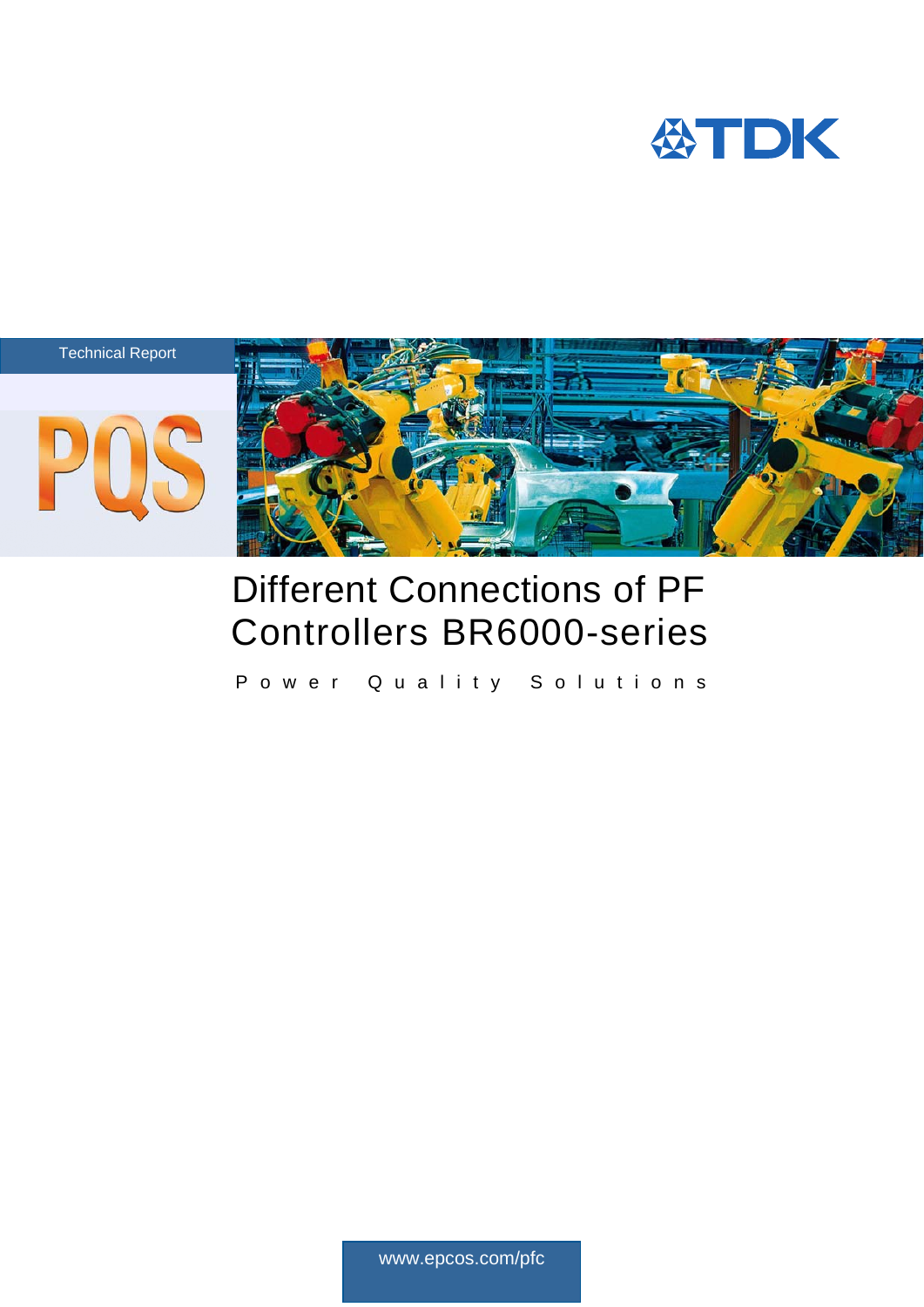Technical Report

PQS

# Different Connections of PF Controllers BR6000-series

Power Quality Solutions

www.epcos.com/pfc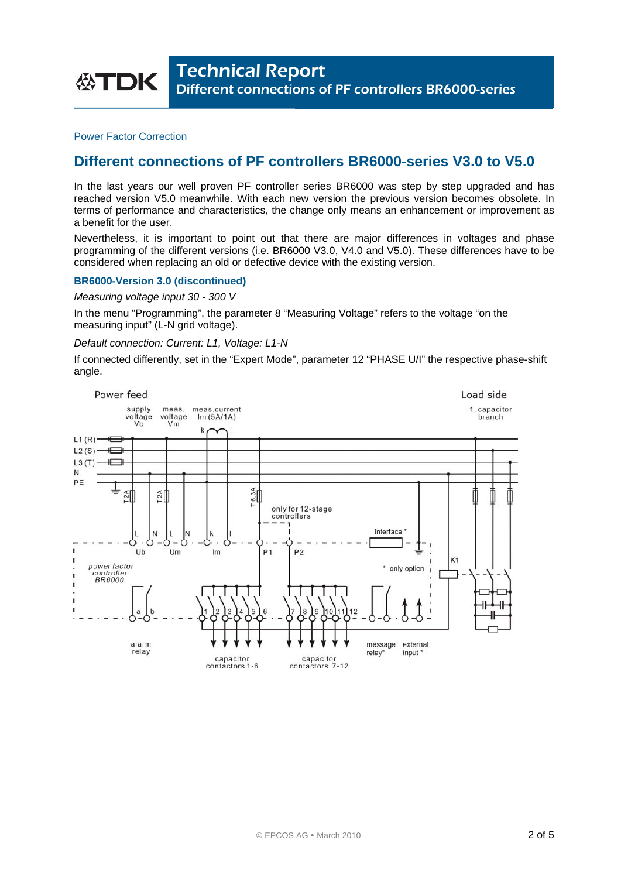Power Factor Correction

## Different connections of PF controllers BR6000-series V3.0 to V5.0

In the last years our well proven PF controller series BR6000 was step by step upgraded and has reached version V5.0 meanwhile. With each new version the previous version becomes obsolete. In terms of performance and characteristics, the change only means an enhancement or improvement as a benefit for the user.

Nevertheless, it is important to point out that there are major differences in voltages and phase programming of the different versions (i.e. BR6000 V3.0, V4.0 and V5.0). These differences have to be considered when replacing an old or defective device with the existing version.

### BR6000-Version 3.0 (discontinued)

*Measuring voltage input 30 - 300 V*

In the menu “Programming”, the parameter 8 “Measuring Voltage” refers to the voltage “on the measuring input” (L-N grid voltage).

*Default connection: Current: L1, Voltage: L1-N*

If connected differently, set in the “Expert Mode”, parameter 12 “PHASE U/I” the respective phase-shift angle.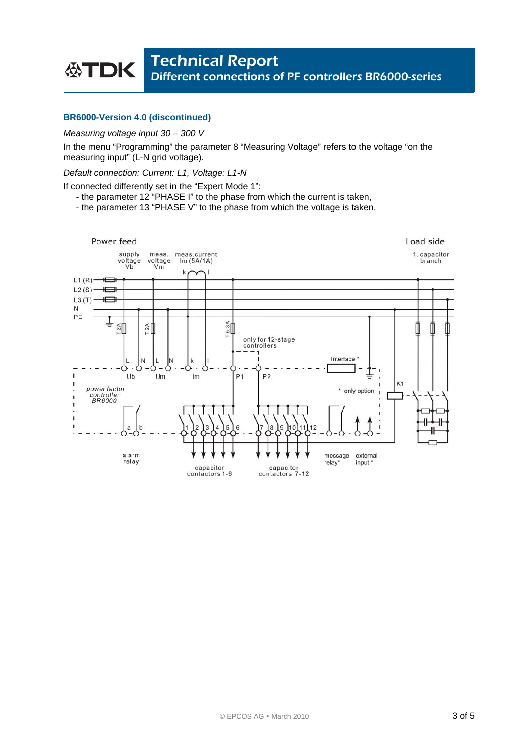## BR6000-Version 4.0 (discontinued)

*Measuring voltage input 30 – 300 V*

In the menu "Programming" the parameter 8 "Measuring Voltage" refers to the voltage "on the measuring input" (L-N grid voltage).

*Default connection: Current: L1, Voltage: L1-N*

If connected differently set in the "Expert Mode 1":

- the parameter 12 "PHASE I" to the phase from which the current is taken,
- the parameter 13 "PHASE V" to the phase from which the voltage is taken.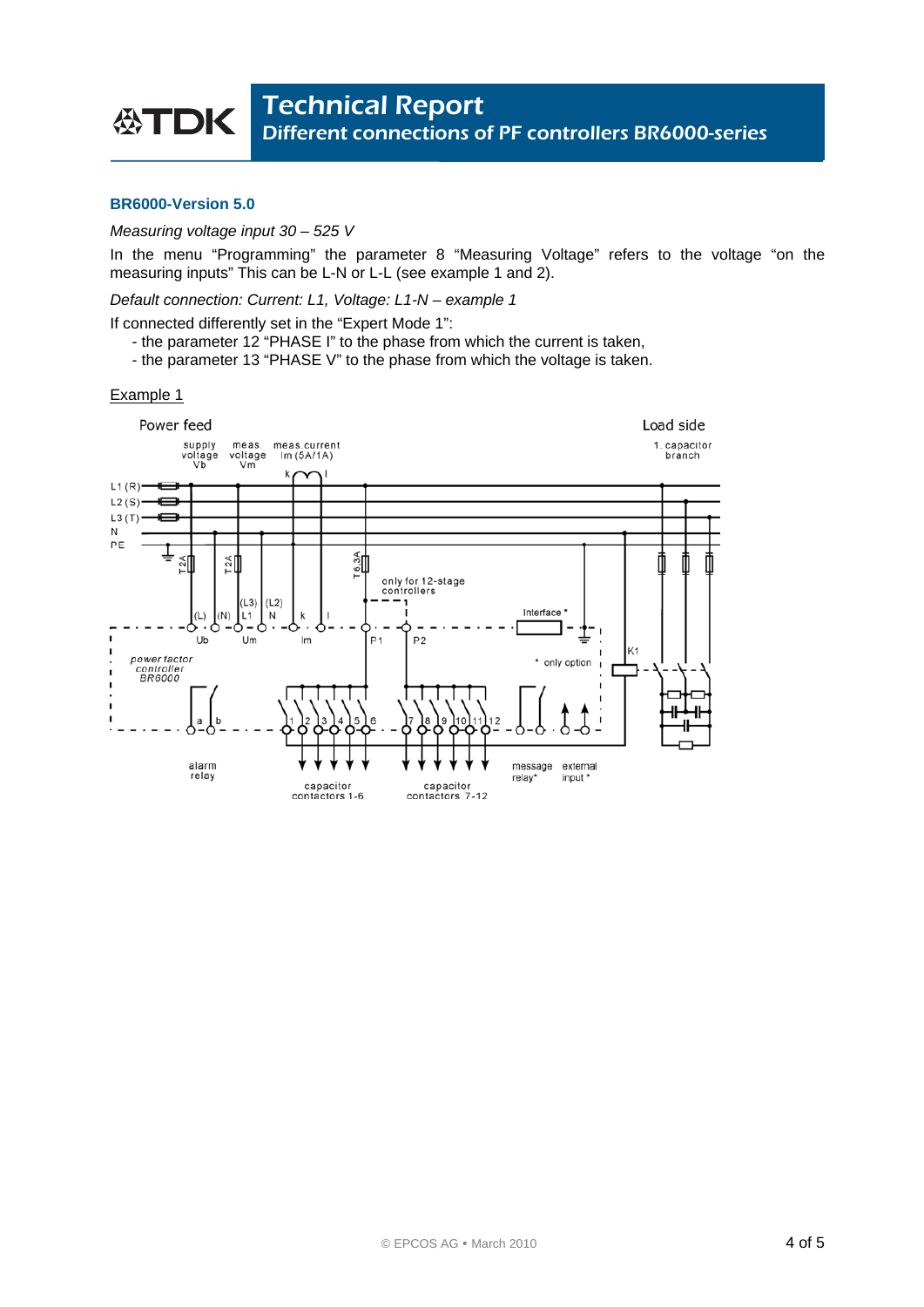## BR6000-Version 5.0

*Measuring voltage input 30 – 525 V*

In the menu "Programming" the parameter 8 "Measuring Voltage" refers to the voltage "on the measuring inputs" This can be L-N or L-L (see example 1 and 2).

*Default connection: Current: L1, Voltage: L1-N – example 1*

If connected differently set in the "Expert Mode 1":

- the parameter 12 "PHASE I" to the phase from which the current is taken,
- the parameter 13 "PHASE V" to the phase from which the voltage is taken.

Example 1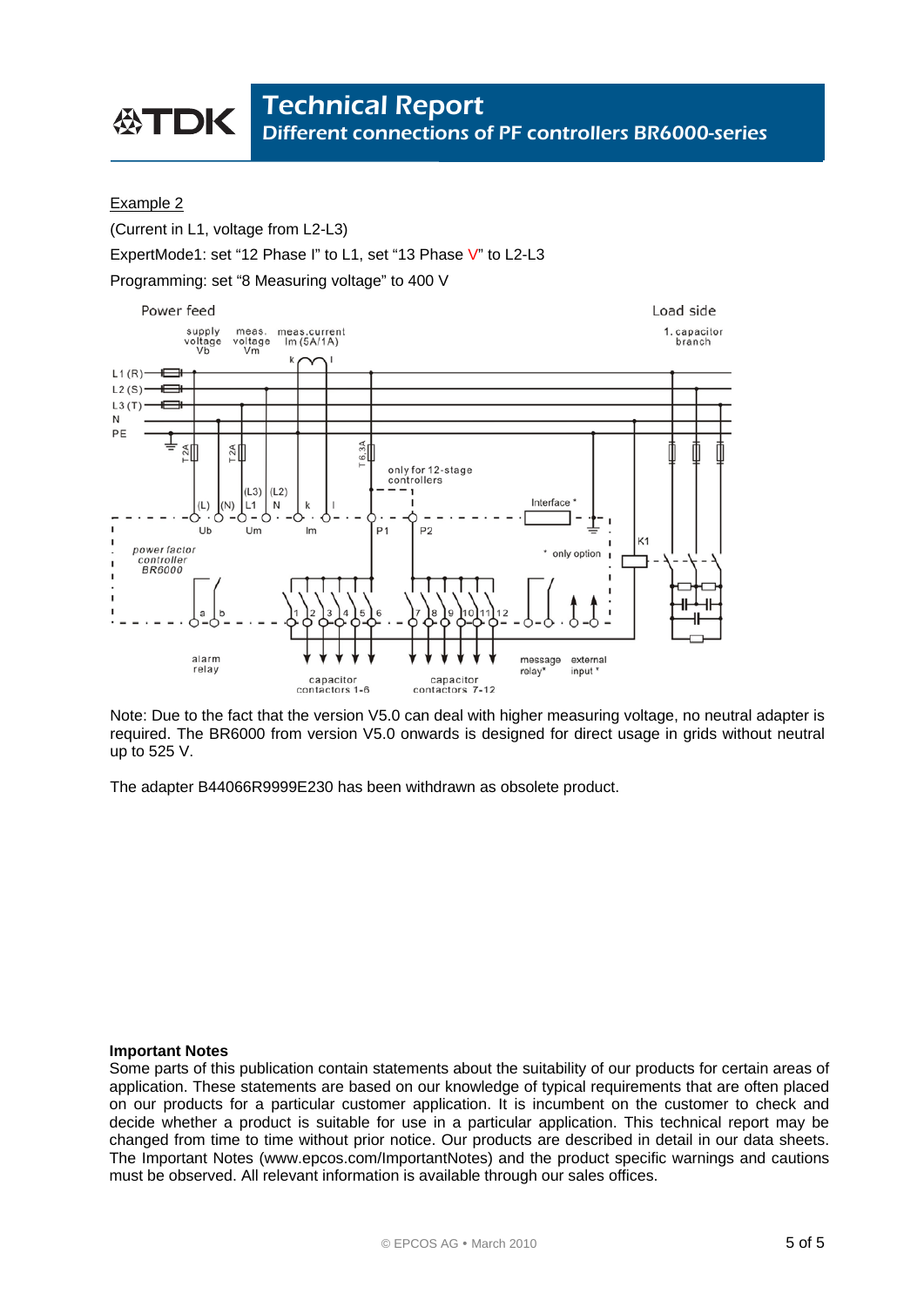Example 2

(Current in L1, voltage from L2-L3)

ExpertMode1: set “12 Phase I” to L1, set “13 Phase V” to L2-L3

Programming: set “8 Measuring voltage” to 400 V

Power feed

supply voltage Vb

meas. voltage Vm

meas.current Im (5A/1A)

Load side

1. capacitor branch

L1 (R)
L2 (S)
L3 (T)
N
PE

T2A
T2A
T6,3A

only for 12-stage controllers

Interface *

* only option

K1

(L) (N) (L3) L1 (L2) N k l

Ub Um Im P1 P2

power factor controller BR6000

a b

1 2 3 4 5 6 7 8 9 10 11 12

alarm relay

capacitor contactors 1-6

capacitor contactors 7-12

message relay*

external input *

Note: Due to the fact that the version V5.0 can deal with higher measuring voltage, no neutral adapter is required. The BR6000 from version V5.0 onwards is designed for direct usage in grids without neutral up to 525 V.

The adapter B44066R9999E230 has been withdrawn as obsolete product.

**Important Notes**

Some parts of this publication contain statements about the suitability of our products for certain areas of application. These statements are based on our knowledge of typical requirements that are often placed on our products for a particular customer application. It is incumbent on the customer to check and decide whether a product is suitable for use in a particular application. This technical report may be changed from time to time without prior notice. Our products are described in detail in our data sheets. The Important Notes (www.epcos.com/ImportantNotes) and the product specific warnings and cautions must be observed. All relevant information is available through our sales offices.